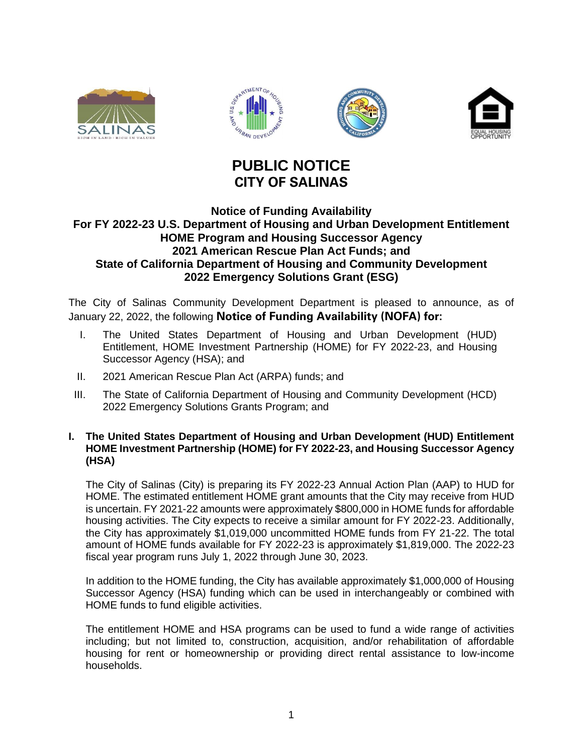# PUBLIC NOTICE
## CITY OF SALINAS

### Notice of Funding Availability
### For FY 2022-23 U.S. Department of Housing and Urban Development Entitlement HOME Program and Housing Successor Agency 2021 American Rescue Plan Act Funds; and State of California Department of Housing and Community Development 2022 Emergency Solutions Grant (ESG)

The City of Salinas Community Development Department is pleased to announce, as of January 22, 2022, the following **Notice of Funding Availability (NOFA) for:**

I. The United States Department of Housing and Urban Development (HUD) Entitlement, HOME Investment Partnership (HOME) for FY 2022-23, and Housing Successor Agency (HSA); and

II. 2021 American Rescue Plan Act (ARPA) funds; and

III. The State of California Department of Housing and Community Development (HCD) 2022 Emergency Solutions Grants Program; and

**I. The United States Department of Housing and Urban Development (HUD) Entitlement HOME Investment Partnership (HOME) for FY 2022-23, and Housing Successor Agency (HSA)**

The City of Salinas (City) is preparing its FY 2022-23 Annual Action Plan (AAP) to HUD for HOME. The estimated entitlement HOME grant amounts that the City may receive from HUD is uncertain. FY 2021-22 amounts were approximately $800,000 in HOME funds for affordable housing activities. The City expects to receive a similar amount for FY 2022-23. Additionally, the City has approximately $1,019,000 uncommitted HOME funds from FY 21-22. The total amount of HOME funds available for FY 2022-23 is approximately $1,819,000. The 2022-23 fiscal year program runs July 1, 2022 through June 30, 2023.

In addition to the HOME funding, the City has available approximately $1,000,000 of Housing Successor Agency (HSA) funding which can be used in interchangeably or combined with HOME funds to fund eligible activities.

The entitlement HOME and HSA programs can be used to fund a wide range of activities including; but not limited to, construction, acquisition, and/or rehabilitation of affordable housing for rent or homeownership or providing direct rental assistance to low-income households.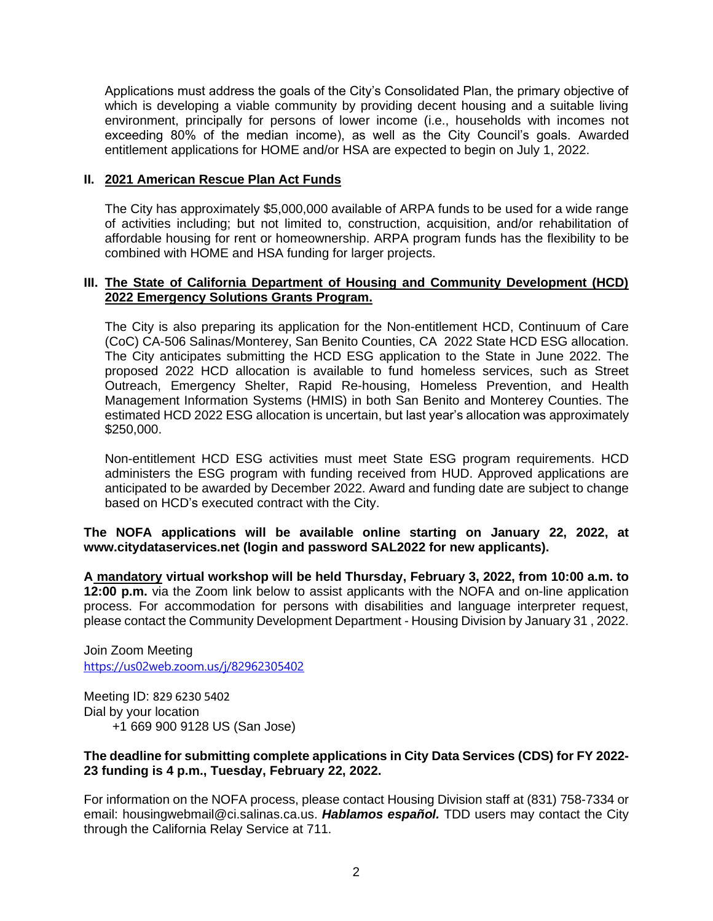Applications must address the goals of the City's Consolidated Plan, the primary objective of which is developing a viable community by providing decent housing and a suitable living environment, principally for persons of lower income (i.e., households with incomes not exceeding 80% of the median income), as well as the City Council's goals. Awarded entitlement applications for HOME and/or HSA are expected to begin on July 1, 2022.

## II. 2021 American Rescue Plan Act Funds

The City has approximately $5,000,000 available of ARPA funds to be used for a wide range of activities including; but not limited to, construction, acquisition, and/or rehabilitation of affordable housing for rent or homeownership. ARPA program funds has the flexibility to be combined with HOME and HSA funding for larger projects.

## III. The State of California Department of Housing and Community Development (HCD) 2022 Emergency Solutions Grants Program.

The City is also preparing its application for the Non-entitlement HCD, Continuum of Care (CoC) CA-506 Salinas/Monterey, San Benito Counties, CA 2022 State HCD ESG allocation. The City anticipates submitting the HCD ESG application to the State in June 2022. The proposed 2022 HCD allocation is available to fund homeless services, such as Street Outreach, Emergency Shelter, Rapid Re-housing, Homeless Prevention, and Health Management Information Systems (HMIS) in both San Benito and Monterey Counties. The estimated HCD 2022 ESG allocation is uncertain, but last year's allocation was approximately $250,000.

Non-entitlement HCD ESG activities must meet State ESG program requirements. HCD administers the ESG program with funding received from HUD. Approved applications are anticipated to be awarded by December 2022. Award and funding date are subject to change based on HCD's executed contract with the City.

**The NOFA applications will be available online starting on January 22, 2022, at www.citydataservices.net (login and password SAL2022 for new applicants).**

**A mandatory virtual workshop will be held Thursday, February 3, 2022, from 10:00 a.m. to 12:00 p.m.** via the Zoom link below to assist applicants with the NOFA and on-line application process. For accommodation for persons with disabilities and language interpreter request, please contact the Community Development Department - Housing Division by January 31 , 2022.

Join Zoom Meeting
https://us02web.zoom.us/j/82962305402

Meeting ID: 829 6230 5402
Dial by your location
+1 669 900 9128 US (San Jose)

**The deadline for submitting complete applications in City Data Services (CDS) for FY 2022-23 funding is 4 p.m., Tuesday, February 22, 2022.**

For information on the NOFA process, please contact Housing Division staff at (831) 758-7334 or email: housingwebmail@ci.salinas.ca.us. ***Hablamos español.*** TDD users may contact the City through the California Relay Service at 711.